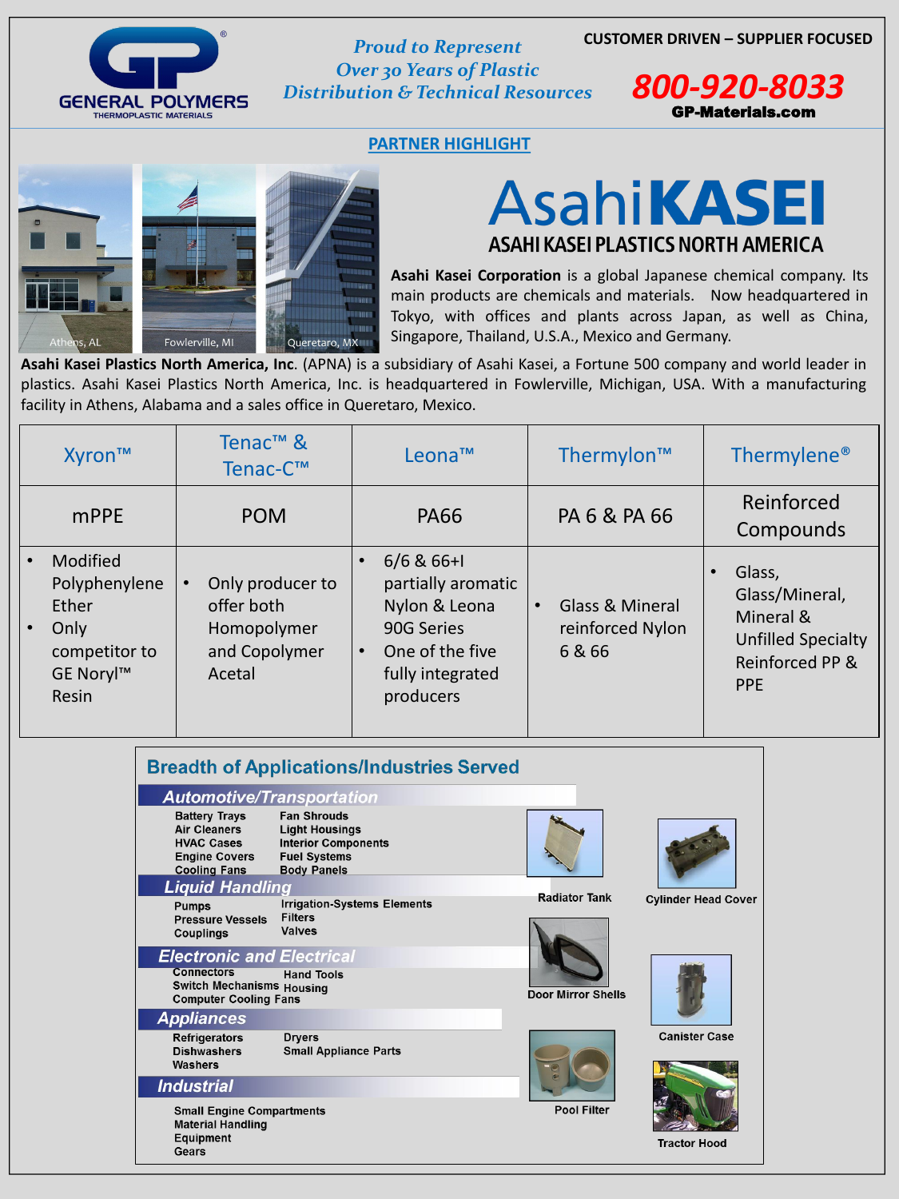GENERAL POLYMERS
THERMOPLASTIC MATERIALS

*Proud to Represent Over 30 Years of Plastic Distribution & Technical Resources*

**CUSTOMER DRIVEN – SUPPLIER FOCUSED**

**800-920-8033**
**GP-Materials.com**

## PARTNER HIGHLIGHT

Athens, AL — Fowlerville, MI — Queretaro, MX

# AsahiKASEI
## ASAHI KASEI PLASTICS NORTH AMERICA

**Asahi Kasei Corporation** is a global Japanese chemical company. Its main products are chemicals and materials. Now headquartered in Tokyo, with offices and plants across Japan, as well as China, Singapore, Thailand, U.S.A., Mexico and Germany.

**Asahi Kasei Plastics North America, Inc**. (APNA) is a subsidiary of Asahi Kasei, a Fortune 500 company and world leader in plastics. Asahi Kasei Plastics North America, Inc. is headquartered in Fowlerville, Michigan, USA. With a manufacturing facility in Athens, Alabama and a sales office in Queretaro, Mexico.

| Xyron™ | Tenac™ & Tenac-C™ | Leona™ | Thermylon™ | Thermylene® |
|---|---|---|---|---|
| mPPE | POM | PA66 | PA 6 & PA 66 | Reinforced Compounds |
| • Modified Polyphenylene Ether<br>• Only competitor to GE Noryl™ Resin | • Only producer to offer both Homopolymer and Copolymer Acetal | • 6/6 & 66+I partially aromatic Nylon & Leona 90G Series<br>• One of the five fully integrated producers | • Glass & Mineral reinforced Nylon 6 & 66 | • Glass, Glass/Mineral, Mineral & Unfilled Specialty Reinforced PP & PPE |

## Breadth of Applications/Industries Served

### *Automotive/Transportation*

- Battery Trays
- Air Cleaners
- HVAC Cases
- Engine Covers
- Cooling Fans
- Fan Shrouds
- Light Housings
- Interior Components
- Fuel Systems
- Body Panels

### *Liquid Handling*

- Pumps
- Pressure Vessels
- Couplings
- Irrigation-Systems Elements
- Filters
- Valves

### *Electronic and Electrical*

- Connectors
- Switch Mechanisms
- Computer Cooling Fans
- Hand Tools
- Housing

### *Appliances*

- Refrigerators
- Dishwashers
- Washers
- Dryers
- Small Appliance Parts

### *Industrial*

- Small Engine Compartments
- Material Handling Equipment
- Gears

Radiator Tank

Cylinder Head Cover

Door Mirror Shells

Canister Case

Pool Filter

Tractor Hood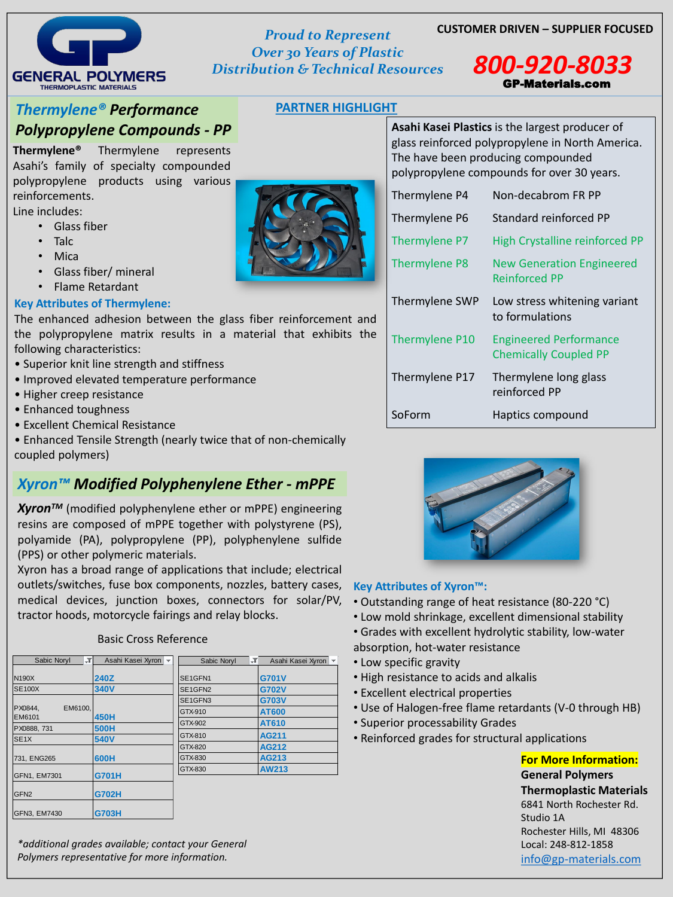**GENERAL POLYMERS**
THERMOPLASTIC MATERIALS

*Proud to Represent*
*Over 30 Years of Plastic*
*Distribution & Technical Resources*

**CUSTOMER DRIVEN – SUPPLIER FOCUSED**

**800-920-8033**
**GP-Materials.com**

## *Thermylene® Performance Polypropylene Compounds - PP*

**Thermylene®** Thermylene represents Asahi's family of specialty compounded polypropylene products using various reinforcements.
Line includes:

- Glass fiber
- Talc
- Mica
- Glass fiber/ mineral
- Flame Retardant

### Key Attributes of Thermylene:

The enhanced adhesion between the glass fiber reinforcement and the polypropylene matrix results in a material that exhibits the following characteristics:

- Superior knit line strength and stiffness
- Improved elevated temperature performance
- Higher creep resistance
- Enhanced toughness
- Excellent Chemical Resistance
- Enhanced Tensile Strength (nearly twice that of non-chemically coupled polymers)

## PARTNER HIGHLIGHT

**Asahi Kasei Plastics** is the largest producer of glass reinforced polypropylene in North America. The have been producing compounded polypropylene compounds for over 30 years.

| | |
|---|---|
| Thermylene P4 | Non-decabrom FR PP |
| Thermylene P6 | Standard reinforced PP |
| Thermylene P7 | High Crystalline reinforced PP |
| Thermylene P8 | New Generation Engineered Reinforced PP |
| Thermylene SWP | Low stress whitening variant to formulations |
| Thermylene P10 | Engineered Performance Chemically Coupled PP |
| Thermylene P17 | Thermylene long glass reinforced PP |
| SoForm | Haptics compound |

## *Xyron™ Modified Polyphenylene Ether - mPPE*

***Xyron™*** (modified polyphenylene ether or mPPE) engineering resins are composed of mPPE together with polystyrene (PS), polyamide (PA), polypropylene (PP), polyphenylene sulfide (PPS) or other polymeric materials.

Xyron has a broad range of applications that include; electrical outlets/switches, fuse box components, nozzles, battery cases, medical devices, junction boxes, connectors for solar/PV, tractor hoods, motorcycle fairings and relay blocks.

Basic Cross Reference

| Sabic Noryl | Asahi Kasei Xyron |
|---|---|
| N190X | 240Z |
| SE100X | 340V |
| PX0844, EM6100, EM6101 | 450H |
| PX0888, 731 | 500H |
| SE1X | 540V |
| 731, ENG265 | 600H |
| GFN1, EM7301 | G701H |
| GFN2 | G702H |
| GFN3, EM7430 | G703H |

| Sabic Noryl | Asahi Kasei Xyron |
|---|---|
| SE1GFN1 | G701V |
| SE1GFN2 | G702V |
| SE1GFN3 | G703V |
| GTX-910 | AT600 |
| GTX-902 | AT610 |
| GTX-810 | AG211 |
| GTX-820 | AG212 |
| GTX-830 | AG213 |
| GTX-830 | AW213 |

*\*additional grades available; contact your General Polymers representative for more information.*

### Key Attributes of Xyron™:

- Outstanding range of heat resistance (80-220 °C)
- Low mold shrinkage, excellent dimensional stability
- Grades with excellent hydrolytic stability, low-water absorption, hot-water resistance
- Low specific gravity
- High resistance to acids and alkalis
- Excellent electrical properties
- Use of Halogen-free flame retardants (V-0 through HB)
- Superior processability Grades
- Reinforced grades for structural applications

**For More Information:**
**General Polymers**
**Thermoplastic Materials**
6841 North Rochester Rd.
Studio 1A
Rochester Hills, MI 48306
Local: 248-812-1858
info@gp-materials.com